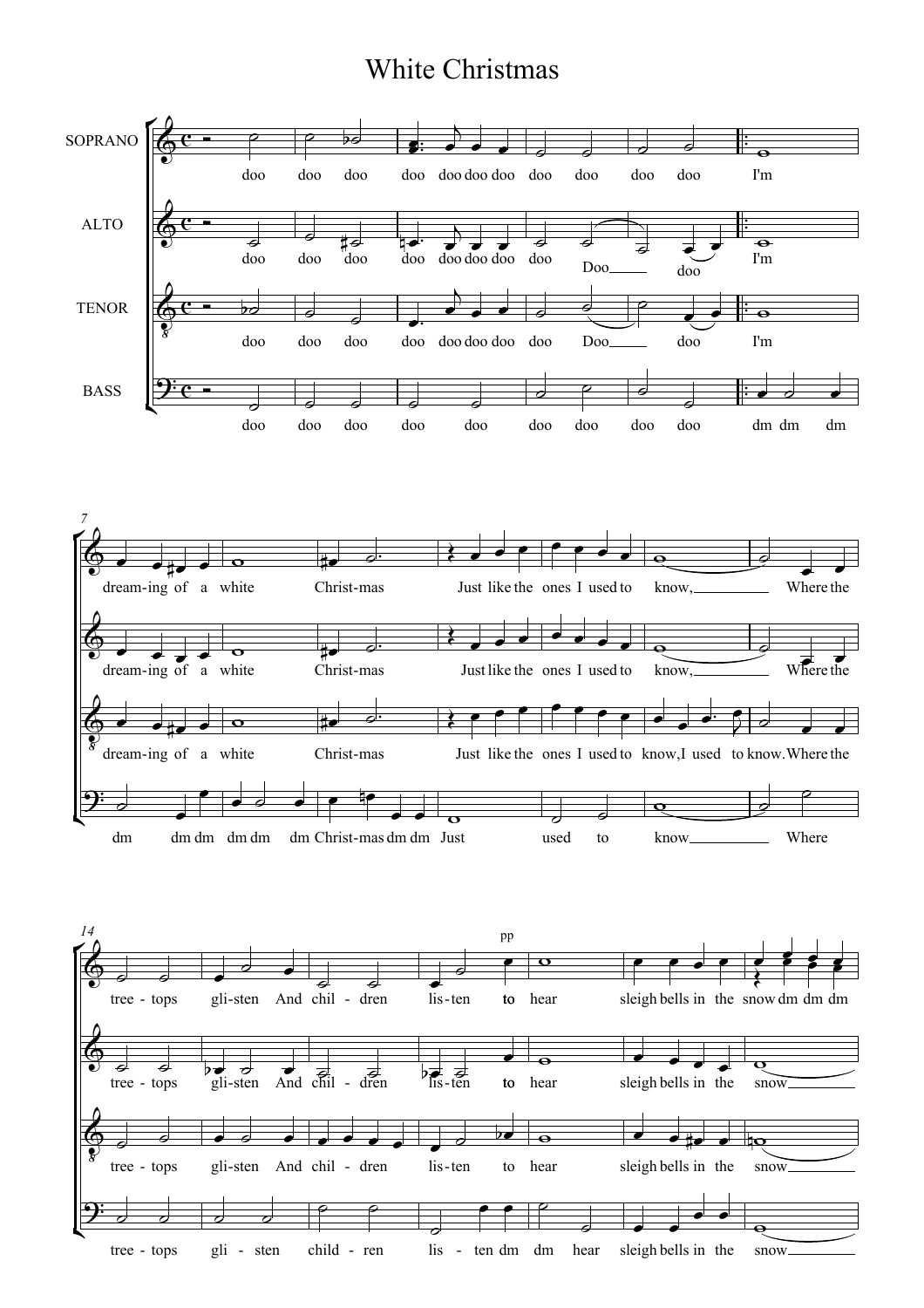# White Christmas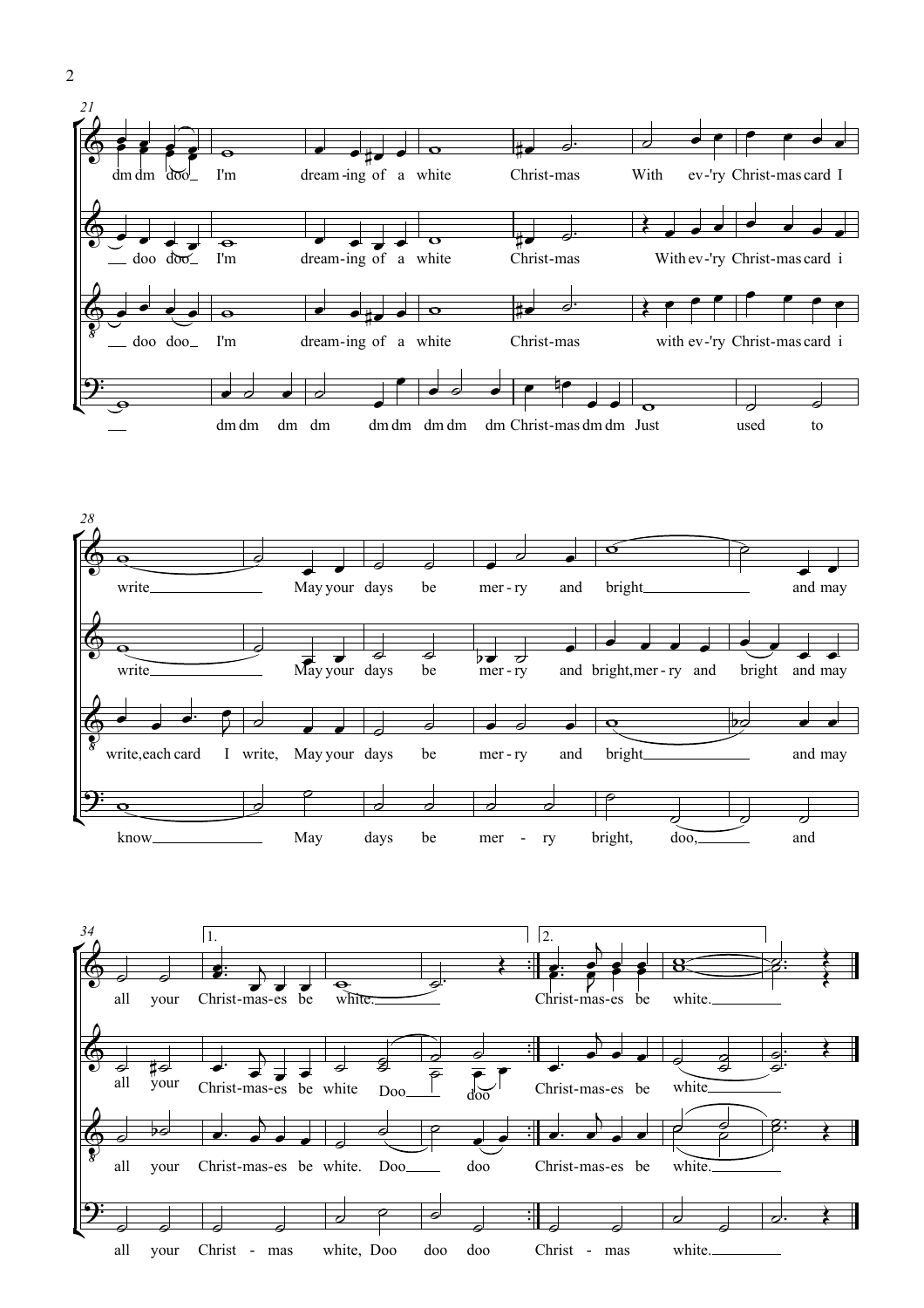21

dm dm doo I'm dream-ing of a white Christ-mas With ev-'ry Christ-mas card I

doo doo I'm dream-ing of a white Christ-mas With ev-'ry Christ-mas card i

doo doo I'm dream-ing of a white Christ-mas with ev-'ry Christ-mas card i

dm dm dm dm dm dm dm dm dm Christ-mas dm dm Just used to

28

write May your days be mer-ry and bright and may

write May your days be mer-ry and bright, mer-ry and bright and may

write, each card I write, May your days be mer-ry and bright and may

know May days be mer-ry bright, doo, and

34

1. 2.

all your Christ-mas-es be white. Christ-mas-es be white.

all your Christ-mas-es be white Doo doo Christ-mas-es be white

all your Christ-mas-es be white. Doo doo Christ-mas-es be white.

all your Christ-mas white, Doo doo doo Christ-mas white.